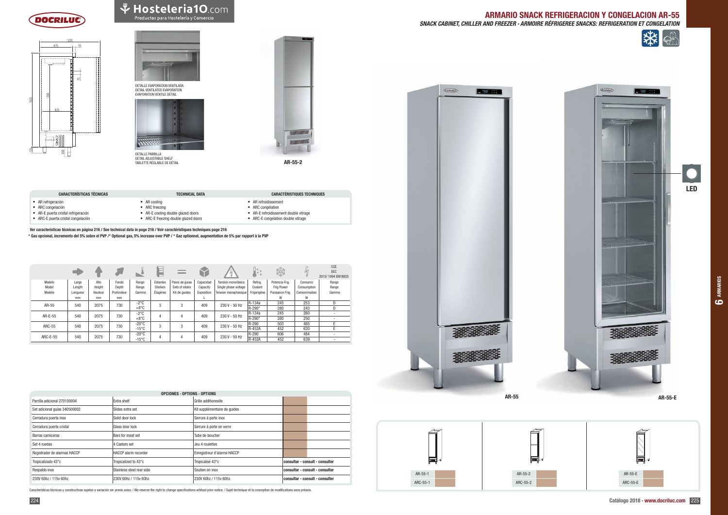# ARMARIO SNACK REFRIGERACION Y CONGELACION AR-55

*SNACK CABINET, CHILLER AND FREEZER · ARMOIRE RÉFRIGEREE SNACKS: REFRIGERATION ET CONGELATION*

DETALLE EVAPORACION VENTILADA
DETAIL VENTILATED EVAPORATION
EVAPORATION VENTILE DETAIL

DETALLE PARRILLA
DETAIL ADJUSTABLE SHELF
TABLETTE RÉGLABLE DE DÉTAIL

AR-55-2

LED

AR-55

AR-55-E

| CARACTERÍSTICAS TÉCNICAS | TECHNICAL DATA | CARACTÉRISTIQUES TECHNIQUES |
|---|---|---|
| • AR refrigeración | • AR cooling | • AR refroidissement |
| • ARC congelación | • ARC freezing | • ARC congélation |
| • AR-E puerta cristal refrigeración | • AR-E cooling double glazed doors | • AR-E refroidissement double vitrage |
| • ARC-E puerta cristal congelación | • ARC-E freezing double glazed doors | • ARC-E congelation double vitrage |

**Ver características técnicas en página 216 / See technical data in page 216 / Voir caractéristiques techniques page 216**

**\* Gas opcional, incremento del 5% sobre el PVP /\* Optional gas, 5% increase over PVP / \* Gaz optionnel, augmentation de 5% par rapport à la PVP**

| Modelo Model Modèle | Largo Length Longueur mm | Alto Height Hauteur mm | Fondo Depth Profondeur mm | Rango Range Gamme | Estantes Shelves Étagères | Pares de guías Sets of slides Kit de guides | Capacidad Capacity Exposition L | Tensión monofásica Single phase voltage Tension monophasique | Refrig. Coolant Frigorigène | Potencia Frig. Frig Power Puissance Frig. W | Consumo Consumption Consommation W | CCE EEC 2015/ 1094 EN16825 Rango Range Gamme |
|---|---|---|---|---|---|---|---|---|---|---|---|---|
| AR-55 | 540 | 2075 | 730 | -2°C +8°C | 3 | 3 | 409 | 230 V - 50 Hz | R-134a | 245 | 253 | D |
| | | | | | | | | | R-290* | 280 | 243 | D |
| AR-E-55 | 540 | 2075 | 730 | -2°C +8°C | 4 | 4 | 409 | 230 V - 50 Hz | R-134a | 245 | 260 | - |
| | | | | | | | | | R-290* | 280 | 250 | - |
| ARC-55 | 540 | 2075 | 730 | -20°C -15°C | 3 | 3 | 409 | 230 V - 50 Hz | R-290 | 503 | 465 | E |
| | | | | | | | | | R-452A | 452 | 620 | E |
| ARC-E-55 | 540 | 2075 | 730 | -20°C -15°C | 4 | 4 | 409 | 230 V - 50 Hz | R-290 | 606 | 484 | - |
| | | | | | | | | | R-452A | 452 | 639 | - |

| OPCIONES - OPTIONS - OPTIONS | | | |
|---|---|---|---|
| Parrilla adicional 270100004 | Extra shelf | Grille additionnelle | |
| Set adicional guías 340500002 | Slides extra set | Kit supplémentaire de guides | |
| Cerradura puerta inox | Solid door lock | Serrure à porte inox | |
| Cerradura puerta cristal | Glass door lock | Serrure à porte en verre | |
| Barras carniceras | Bars for meat set | Tube de boucher | |
| Set 4 ruedas | 4 Castors set | Jeu 4 roulettes | |
| Registrador de alarmas HACCP | HACCP alarm recorder | Enregistreur d'alarme HACCP | |
| Tropicalizado 43°c | Tropicalized to 43°c | Tropicalisé 43°c | consultar - consult - consulter |
| Respaldo inox | Stainless steel rear side | Soutien en inox | consultar - consult - consulter |
| 230V 60hz / 115v 60hz | 230V 60hz / 115v 60hz | 230V 60hz / 115v 60hz | consultar - consult - consulter |

Características técnicas y constructivas sujetas a variación sin previo aviso. / We reserve the right to change specifications whitout prior notice. / Sujet technique et la conception de modifications sans préavis.

| | | |
|---|---|---|
| AR-55-1 | AR-55-2 | AR-55-E |
| ARC-55-1 | ARC-55-2 | ARC-55-E |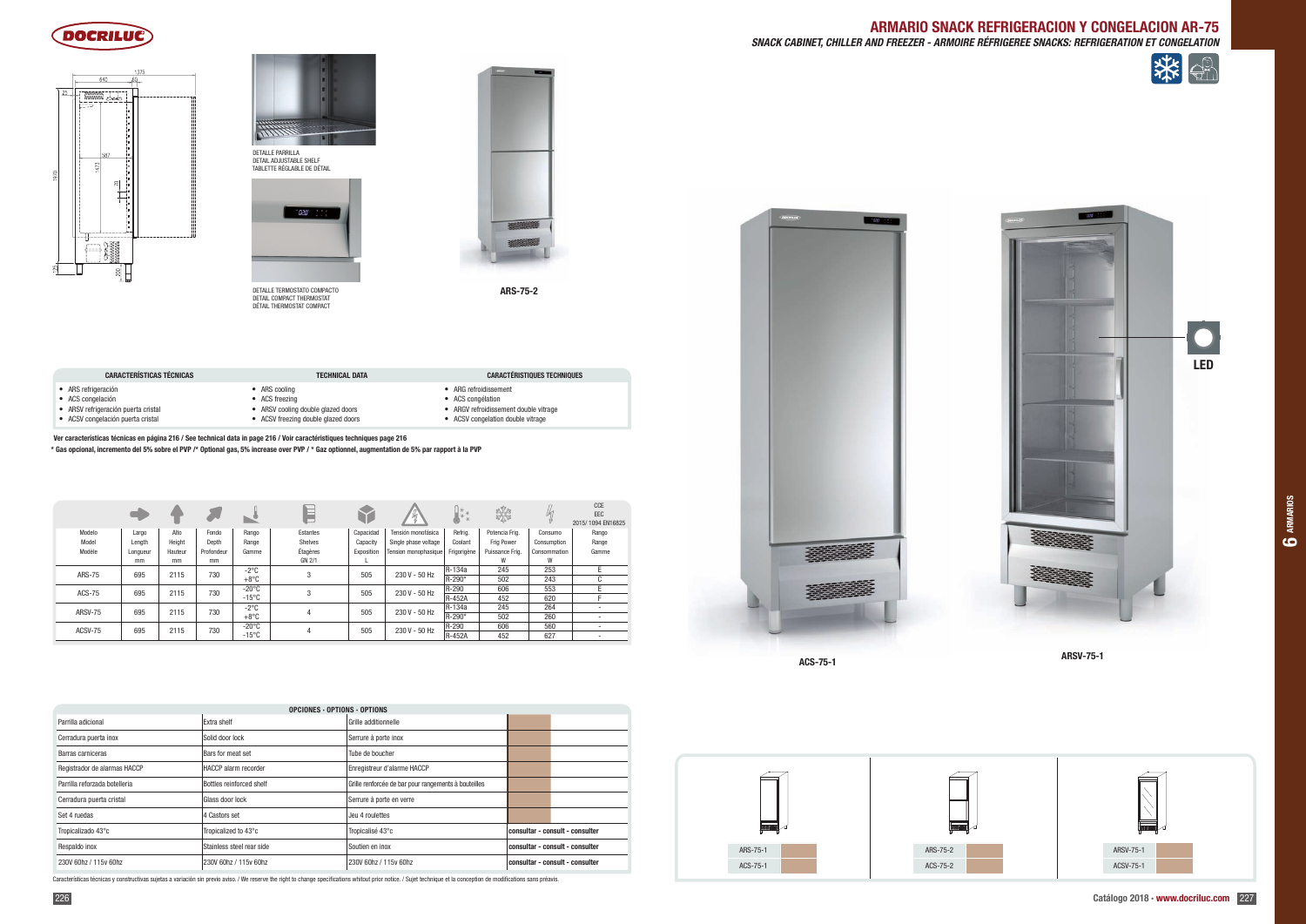DOCRILUC

# ARMARIO SNACK REFRIGERACION Y CONGELACION AR-75

*SNACK CABINET, CHILLER AND FREEZER - ARMOIRE RÉFRIGEREE SNACKS: REFRIGERATION ET CONGELATION*

DETALLE PARRILLA
DETAIL ADJUSTABLE SHELF
TABLETTE RÉGLABLE DE DÉTAIL

DETALLE TERMOSTATO COMPACTO
DETAIL COMPACT THERMOSTAT
DÉTAIL THERMOSTAT COMPACT

ARS-75-2

ACS-75-1

ARSV-75-1

LED

| CARACTERÍSTICAS TÉCNICAS | TECHNICAL DATA | CARACTÉRISTIQUES TECHNIQUES |
|---|---|---|
| • ARS refrigeración | • ARS cooling | • ARG refroidissement |
| • ACS congelación | • ACS freezing | • ACS congélation |
| • ARSV refrigeración puerta cristal | • ARSV cooling double glazed doors | • ARGV refroidissement double vitrage |
| • ACSV congelación puerta cristal | • ACSV freezing double glazed doors | • ACSV congelation double vitrage |

**Ver características técnicas en página 216 / See technical data in page 216 / Voir caractéristiques techniques page 216**

**\* Gas opcional, incremento del 5% sobre el PVP /\* Optional gas, 5% increase over PVP / \* Gaz optionnel, augmentation de 5% par rapport à la PVP**

| Modelo / Model / Modèle | Largo / Length / Longueur mm | Alto / Height / Hauteur mm | Fondo / Depth / Profondeur mm | Rango / Range / Gamme | Estantes / Shelves / Étagères GN 2/1 | Capacidad / Capacity / Exposition L | Tensión monofásica / Single phase voltage / Tension monophasique | Refrig. / Coolant / Frigorigène | Potencia Frig. / Frig Power / Puissance Frig. W | Consumo / Consumption / Consommation W | CCE EEC 2015/1094 EN16825 Rango / Range / Gamme |
|---|---|---|---|---|---|---|---|---|---|---|---|
| ARS-75 | 695 | 2115 | 730 | -2°C +8°C | 3 | 505 | 230 V - 50 Hz | R-134a | 245 | 253 | E |
| | | | | | | | | R-290* | 502 | 243 | C |
| ACS-75 | 695 | 2115 | 730 | -20°C -15°C | 3 | 505 | 230 V - 50 Hz | R-290 | 606 | 553 | E |
| | | | | | | | | R-452A | 452 | 620 | F |
| ARSV-75 | 695 | 2115 | 730 | -2°C +8°C | 4 | 505 | 230 V - 50 Hz | R-134a | 245 | 264 | - |
| | | | | | | | | R-290* | 502 | 260 | - |
| ACSV-75 | 695 | 2115 | 730 | -20°C -15°C | 4 | 505 | 230 V - 50 Hz | R-290 | 606 | 560 | - |
| | | | | | | | | R-452A | 452 | 627 | - |

| OPCIONES - OPTIONS - OPTIONS | | | |
|---|---|---|---|
| Parrilla adicional | Extra shelf | Grille additionnelle | |
| Cerradura puerta inox | Solid door lock | Serrure à porte inox | |
| Barras carniceras | Bars for meat set | Tube de boucher | |
| Registrador de alarmas HACCP | HACCP alarm recorder | Enregistreur d'alarme HACCP | |
| Parrilla reforzada botellería | Bottles reinforced shelf | Grille renforcée de bar pour rangements à bouteilles | |
| Cerradura puerta cristal | Glass door lock | Serrure à porte en verre | |
| Set 4 ruedas | 4 Castors set | Jeu 4 roulettes | |
| Tropicalizado 43°c | Tropicalized to 43°c | Tropicalisé 43°c | consultar - consult - consulter |
| Respaldo inox | Stainless steel rear side | Soutien en inox | consultar - consult - consulter |
| 230V 60hz / 115v 60hz | 230V 60hz / 115v 60hz | 230V 60hz / 115v 60hz | consultar - consult - consulter |

| | | |
|---|---|---|
| ARS-75-1 | ARS-75-2 | ARSV-75-1 |
| ACS-75-1 | ACS-75-2 | ACSV-75-1 |

Características técnicas y constructivas sujetas a variación sin previo aviso. / We reserve the right to change specifications whitout prior notice. / Sujet technique et la conception de modifications sans préavis.

6 ARMARIOS

Catálogo 2018 - **www.docriluc.com**